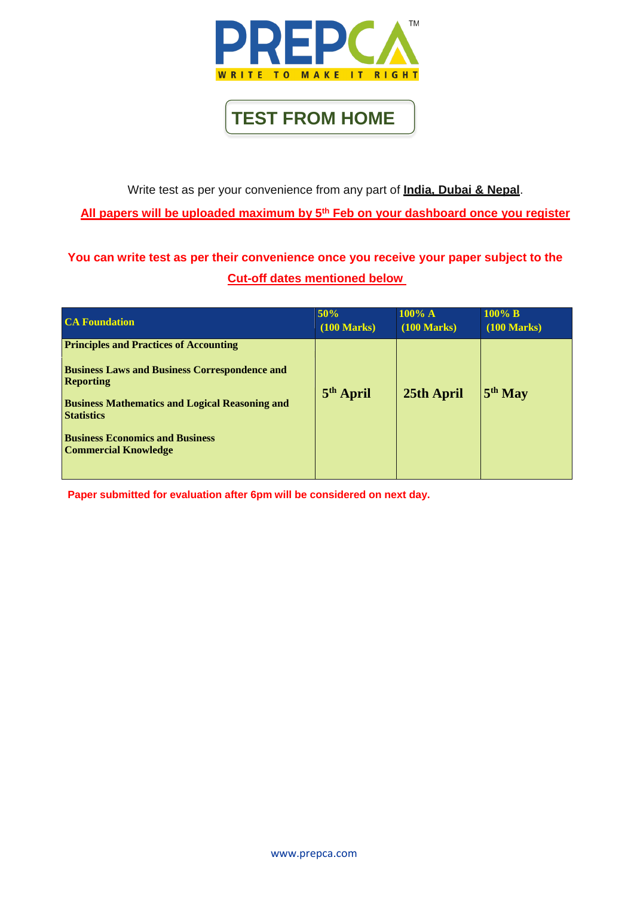# PREPCA™

WRITE TO MAKE IT RIGHT

## TEST FROM HOME

Write test as per your convenience from any part of **India, Dubai & Nepal**.

**All papers will be uploaded maximum by 5th Feb on your dashboard once you register**

**You can write test as per their convenience once you receive your paper subject to the Cut-off dates mentioned below**

| CA Foundation | 50% (100 Marks) | 100% A (100 Marks) | 100% B (100 Marks) |
|---|---|---|---|
| Principles and Practices of Accounting<br>Business Laws and Business Correspondence and Reporting<br>Business Mathematics and Logical Reasoning and Statistics<br>Business Economics and Business Commercial Knowledge | 5th April | 25th April | 5th May |

**Paper submitted for evaluation after 6pm will be considered on next day.**

www.prepca.com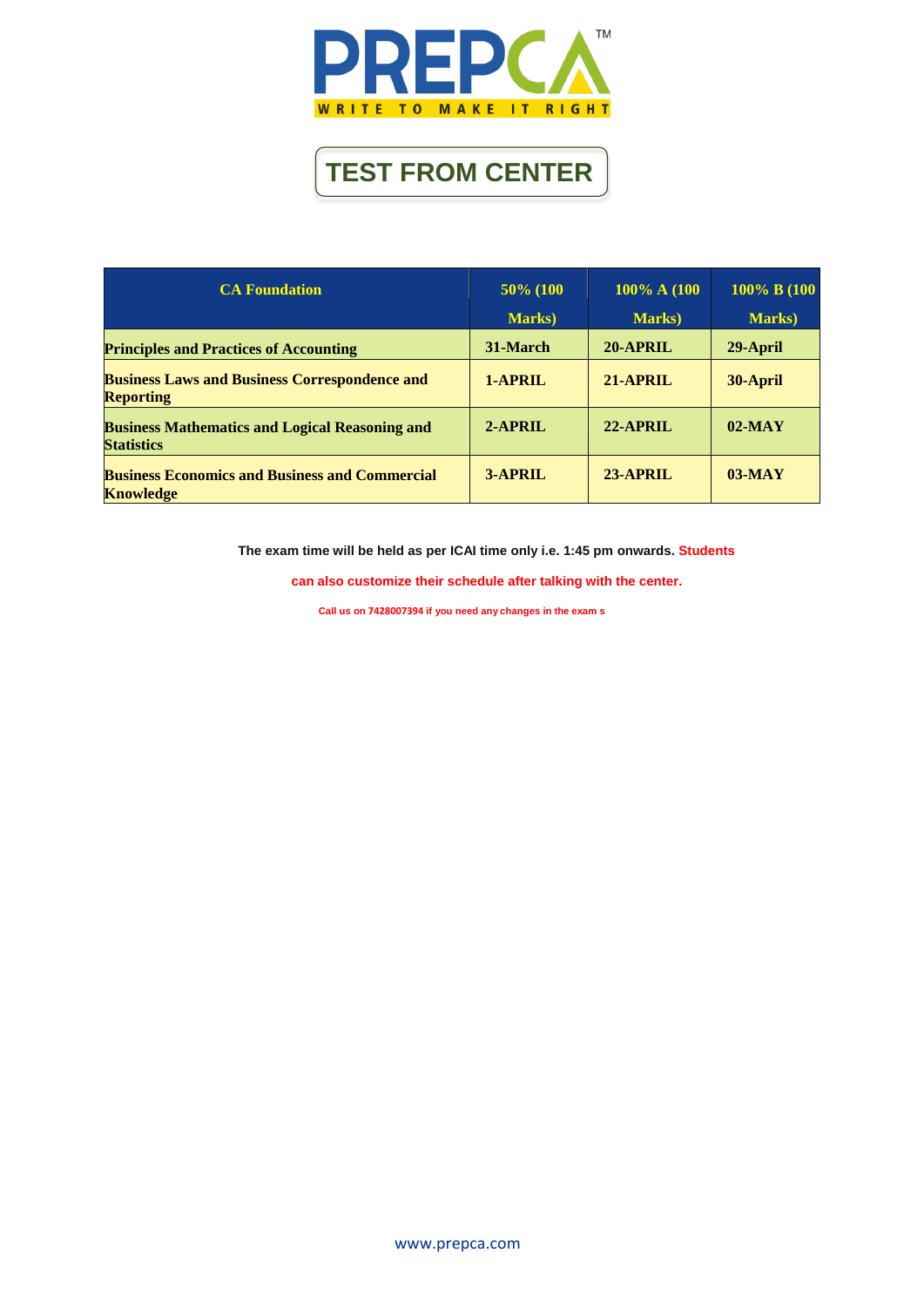PREPCA™

WRITE TO MAKE IT RIGHT

# TEST FROM CENTER

| CA Foundation | 50% (100 Marks) | 100% A (100 Marks) | 100% B (100 Marks) |
|---|---|---|---|
| **Principles and Practices of Accounting** | **31-March** | **20-APRIL** | **29-April** |
| **Business Laws and Business Correspondence and Reporting** | **1-APRIL** | **21-APRIL** | **30-April** |
| **Business Mathematics and Logical Reasoning and Statistics** | **2-APRIL** | **22-APRIL** | **02-MAY** |
| **Business Economics and Business and Commercial Knowledge** | **3-APRIL** | **23-APRIL** | **03-MAY** |

**The exam time will be held as per ICAI time only i.e. 1:45 pm onwards. Students can also customize their schedule after talking with the center.**

**Call us on 7428007394 if you need any changes in the exam s**

www.prepca.com